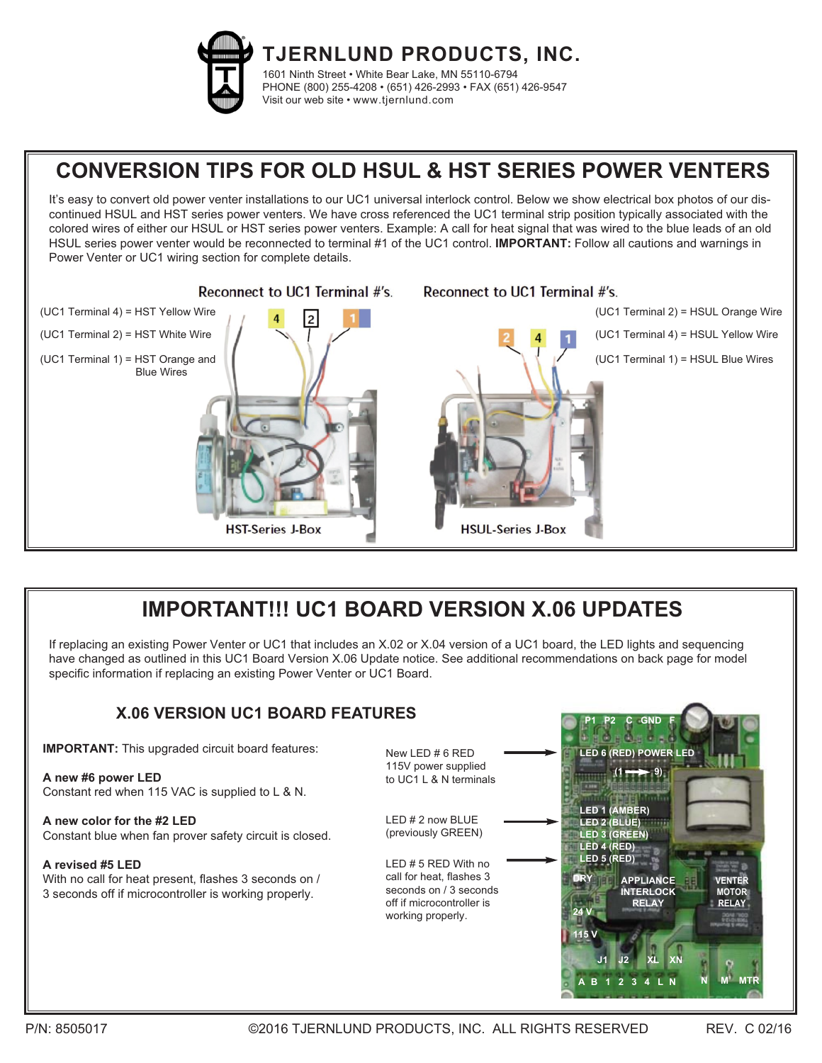# TJERNLUND PRODUCTS, INC.

1601 Ninth Street • White Bear Lake, MN 55110-6794
PHONE (800) 255-4208 • (651) 426-2993 • FAX (651) 426-9547
Visit our web site • www.tjernlund.com

## CONVERSION TIPS FOR OLD HSUL & HST SERIES POWER VENTERS

It's easy to convert old power venter installations to our UC1 universal interlock control. Below we show electrical box photos of our discontinued HSUL and HST series power venters. We have cross referenced the UC1 terminal strip position typically associated with the colored wires of either our HSUL or HST series power venters. Example: A call for heat signal that was wired to the blue leads of an old HSUL series power venter would be reconnected to terminal #1 of the UC1 control. **IMPORTANT:** Follow all cautions and warnings in Power Venter or UC1 wiring section for complete details.

Reconnect to UC1 Terminal #'s.

(UC1 Terminal 4) = HST Yellow Wire

(UC1 Terminal 2) = HST White Wire

(UC1 Terminal 1) = HST Orange and Blue Wires

4 2 1

HST-Series J-Box

Reconnect to UC1 Terminal #'s.

(UC1 Terminal 2) = HSUL Orange Wire

(UC1 Terminal 4) = HSUL Yellow Wire

(UC1 Terminal 1) = HSUL Blue Wires

2 4 1

HSUL-Series J-Box

## IMPORTANT!!! UC1 BOARD VERSION X.06 UPDATES

If replacing an existing Power Venter or UC1 that includes an X.02 or X.04 version of a UC1 board, the LED lights and sequencing have changed as outlined in this UC1 Board Version X.06 Update notice. See additional recommendations on back page for model specific information if replacing an existing Power Venter or UC1 Board.

### X.06 VERSION UC1 BOARD FEATURES

**IMPORTANT:** This upgraded circuit board features:

**A new #6 power LED**
Constant red when 115 VAC is supplied to L & N.

**A new color for the #2 LED**
Constant blue when fan prover safety circuit is closed.

**A revised #5 LED**
With no call for heat present, flashes 3 seconds on / 3 seconds off if microcontroller is working properly.

New LED # 6 RED 115V power supplied to UC1 L & N terminals

LED # 2 now BLUE (previously GREEN)

LED # 5 RED With no call for heat, flashes 3 seconds on / 3 seconds off if microcontroller is working properly.

P1 P2 C GND F
LED 6 (RED) POWER LED
(1 ——▶ 9)
LED 1 (AMBER)
LED 2 (BLUE)
LED 3 (GREEN)
LED 4 (RED)
LED 5 (RED)
DRY
APPLIANCE INTERLOCK RELAY
VENTER MOTOR RELAY
24 V
115 V
J1 J2 XL XN
A B 1 2 3 4 L N N M MTR

P/N: 8505017 ©2016 TJERNLUND PRODUCTS, INC. ALL RIGHTS RESERVED REV. C 02/16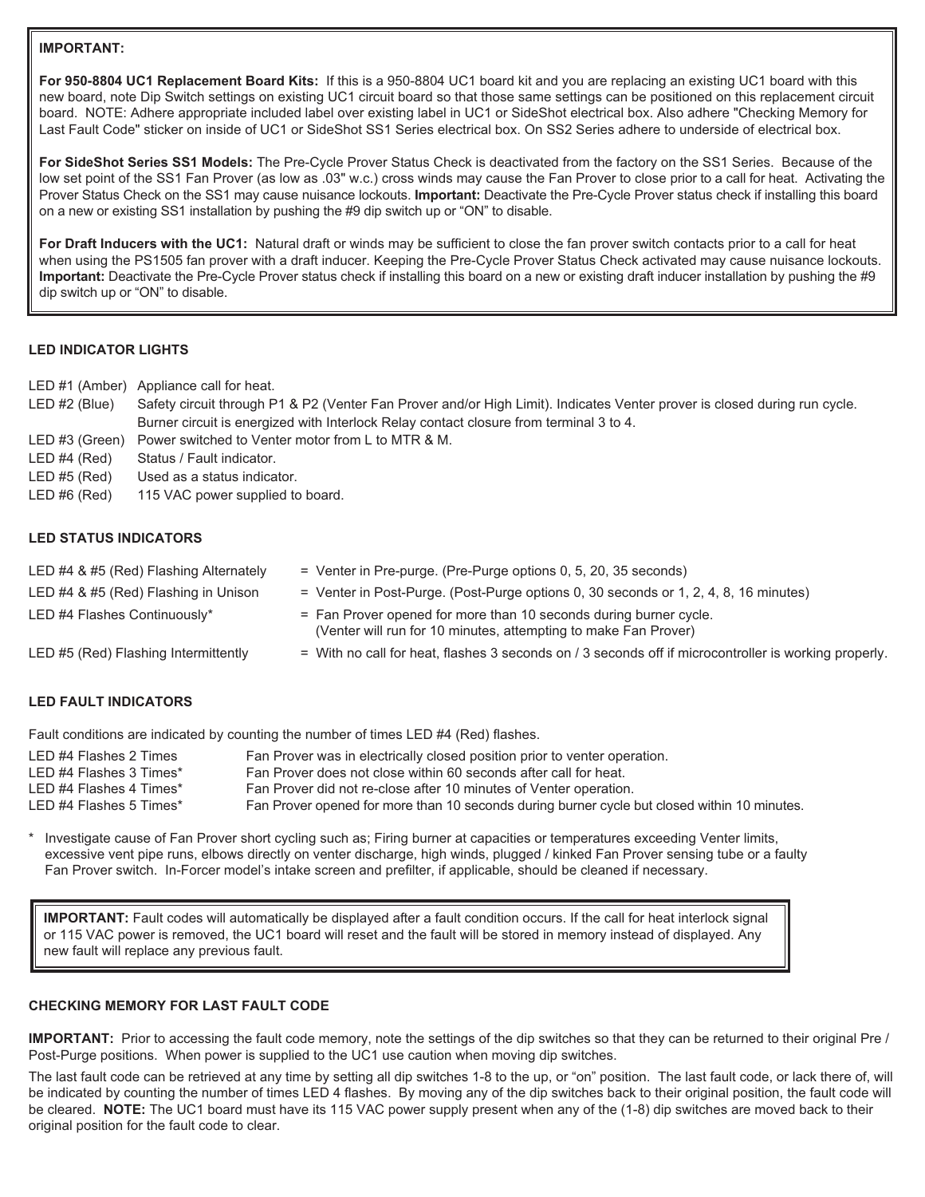**IMPORTANT:**

**For 950-8804 UC1 Replacement Board Kits:** If this is a 950-8804 UC1 board kit and you are replacing an existing UC1 board with this new board, note Dip Switch settings on existing UC1 circuit board so that those same settings can be positioned on this replacement circuit board. NOTE: Adhere appropriate included label over existing label in UC1 or SideShot electrical box. Also adhere "Checking Memory for Last Fault Code" sticker on inside of UC1 or SideShot SS1 Series electrical box. On SS2 Series adhere to underside of electrical box.

**For SideShot Series SS1 Models:** The Pre-Cycle Prover Status Check is deactivated from the factory on the SS1 Series. Because of the low set point of the SS1 Fan Prover (as low as .03" w.c.) cross winds may cause the Fan Prover to close prior to a call for heat. Activating the Prover Status Check on the SS1 may cause nuisance lockouts. **Important:** Deactivate the Pre-Cycle Prover status check if installing this board on a new or existing SS1 installation by pushing the #9 dip switch up or "ON" to disable.

**For Draft Inducers with the UC1:** Natural draft or winds may be sufficient to close the fan prover switch contacts prior to a call for heat when using the PS1505 fan prover with a draft inducer. Keeping the Pre-Cycle Prover Status Check activated may cause nuisance lockouts. **Important:** Deactivate the Pre-Cycle Prover status check if installing this board on a new or existing draft inducer installation by pushing the #9 dip switch up or "ON" to disable.

## LED INDICATOR LIGHTS

| | |
|---|---|
| LED #1 (Amber) | Appliance call for heat. |
| LED #2 (Blue) | Safety circuit through P1 & P2 (Venter Fan Prover and/or High Limit). Indicates Venter prover is closed during run cycle. Burner circuit is energized with Interlock Relay contact closure from terminal 3 to 4. |
| LED #3 (Green) | Power switched to Venter motor from L to MTR & M. |
| LED #4 (Red) | Status / Fault indicator. |
| LED #5 (Red) | Used as a status indicator. |
| LED #6 (Red) | 115 VAC power supplied to board. |

## LED STATUS INDICATORS

| | |
|---|---|
| LED #4 & #5 (Red) Flashing Alternately | = Venter in Pre-purge. (Pre-Purge options 0, 5, 20, 35 seconds) |
| LED #4 & #5 (Red) Flashing in Unison | = Venter in Post-Purge. (Post-Purge options 0, 30 seconds or 1, 2, 4, 8, 16 minutes) |
| LED #4 Flashes Continuously* | = Fan Prover opened for more than 10 seconds during burner cycle. (Venter will run for 10 minutes, attempting to make Fan Prover) |
| LED #5 (Red) Flashing Intermittently | = With no call for heat, flashes 3 seconds on / 3 seconds off if microcontroller is working properly. |

## LED FAULT INDICATORS

Fault conditions are indicated by counting the number of times LED #4 (Red) flashes.

| | |
|---|---|
| LED #4 Flashes 2 Times | Fan Prover was in electrically closed position prior to venter operation. |
| LED #4 Flashes 3 Times* | Fan Prover does not close within 60 seconds after call for heat. |
| LED #4 Flashes 4 Times* | Fan Prover did not re-close after 10 minutes of Venter operation. |
| LED #4 Flashes 5 Times* | Fan Prover opened for more than 10 seconds during burner cycle but closed within 10 minutes. |

\* Investigate cause of Fan Prover short cycling such as; Firing burner at capacities or temperatures exceeding Venter limits, excessive vent pipe runs, elbows directly on venter discharge, high winds, plugged / kinked Fan Prover sensing tube or a faulty Fan Prover switch. In-Forcer model's intake screen and prefilter, if applicable, should be cleaned if necessary.

**IMPORTANT:** Fault codes will automatically be displayed after a fault condition occurs. If the call for heat interlock signal or 115 VAC power is removed, the UC1 board will reset and the fault will be stored in memory instead of displayed. Any new fault will replace any previous fault.

## CHECKING MEMORY FOR LAST FAULT CODE

**IMPORTANT:** Prior to accessing the fault code memory, note the settings of the dip switches so that they can be returned to their original Pre / Post-Purge positions. When power is supplied to the UC1 use caution when moving dip switches.

The last fault code can be retrieved at any time by setting all dip switches 1-8 to the up, or "on" position. The last fault code, or lack there of, will be indicated by counting the number of times LED 4 flashes. By moving any of the dip switches back to their original position, the fault code will be cleared. **NOTE:** The UC1 board must have its 115 VAC power supply present when any of the (1-8) dip switches are moved back to their original position for the fault code to clear.